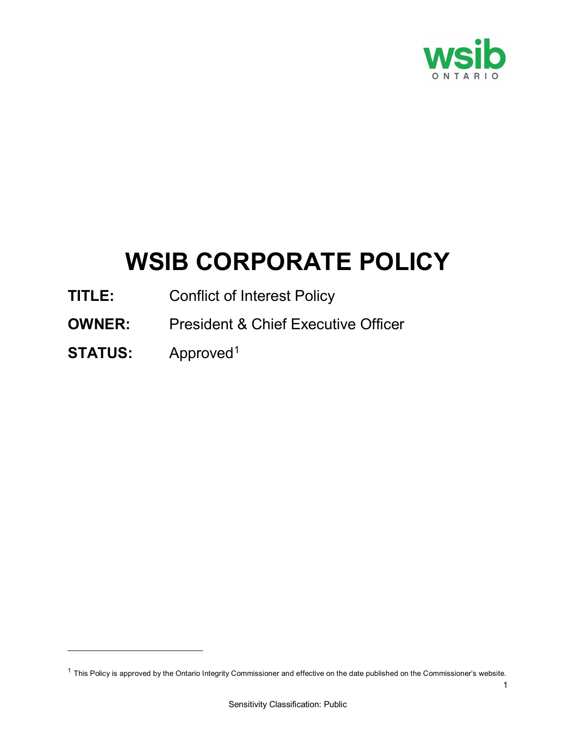# WSIB CORPORATE POLICY

**TITLE:** Conflict of Interest Policy

**OWNER:** President & Chief Executive Officer

**STATUS:** Approved[1]

---

[1] This Policy is approved by the Ontario Integrity Commissioner and effective on the date published on the Commissioner's website.

Sensitivity Classification: Public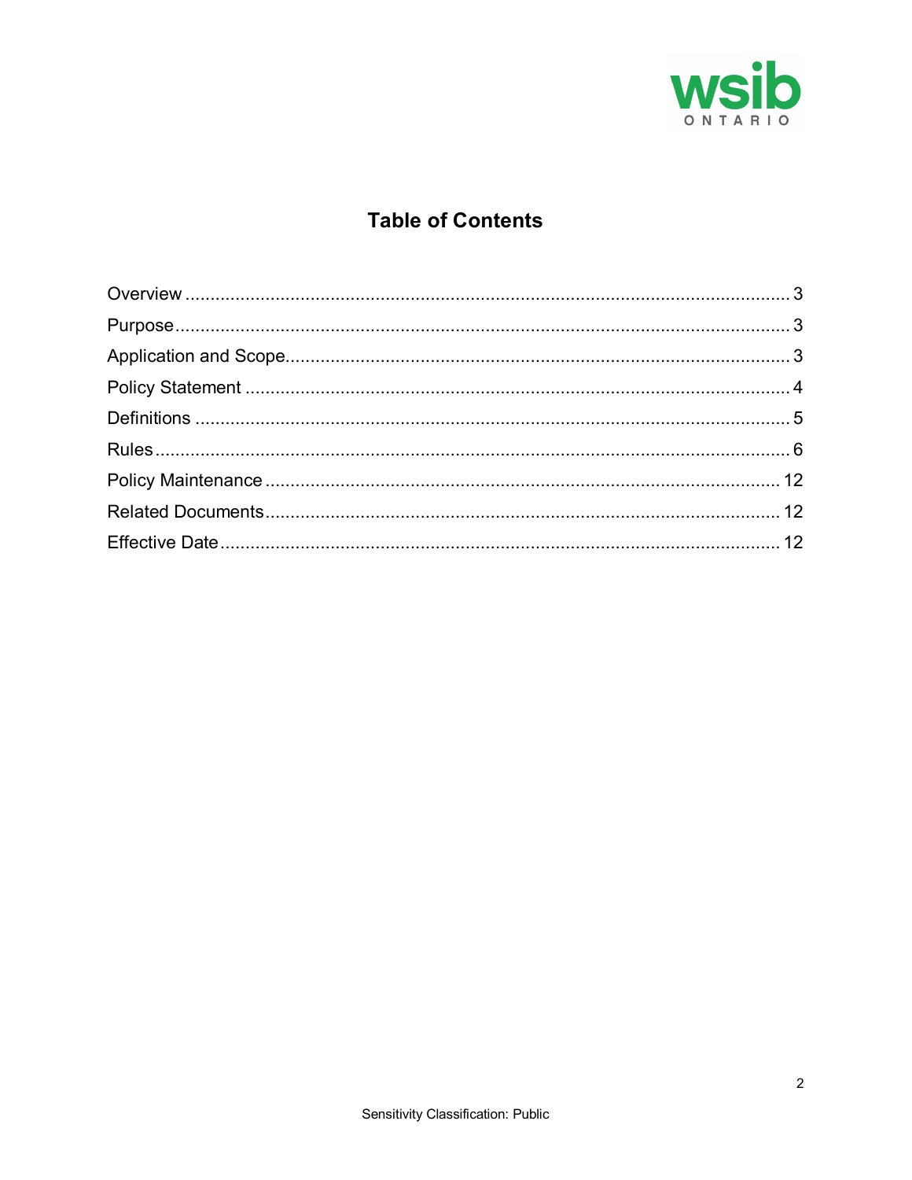## Table of Contents

| Section | Page |
|---|---|
| Overview | 3 |
| Purpose | 3 |
| Application and Scope | 3 |
| Policy Statement | 4 |
| Definitions | 5 |
| Rules | 6 |
| Policy Maintenance | 12 |
| Related Documents | 12 |
| Effective Date | 12 |

Sensitivity Classification: Public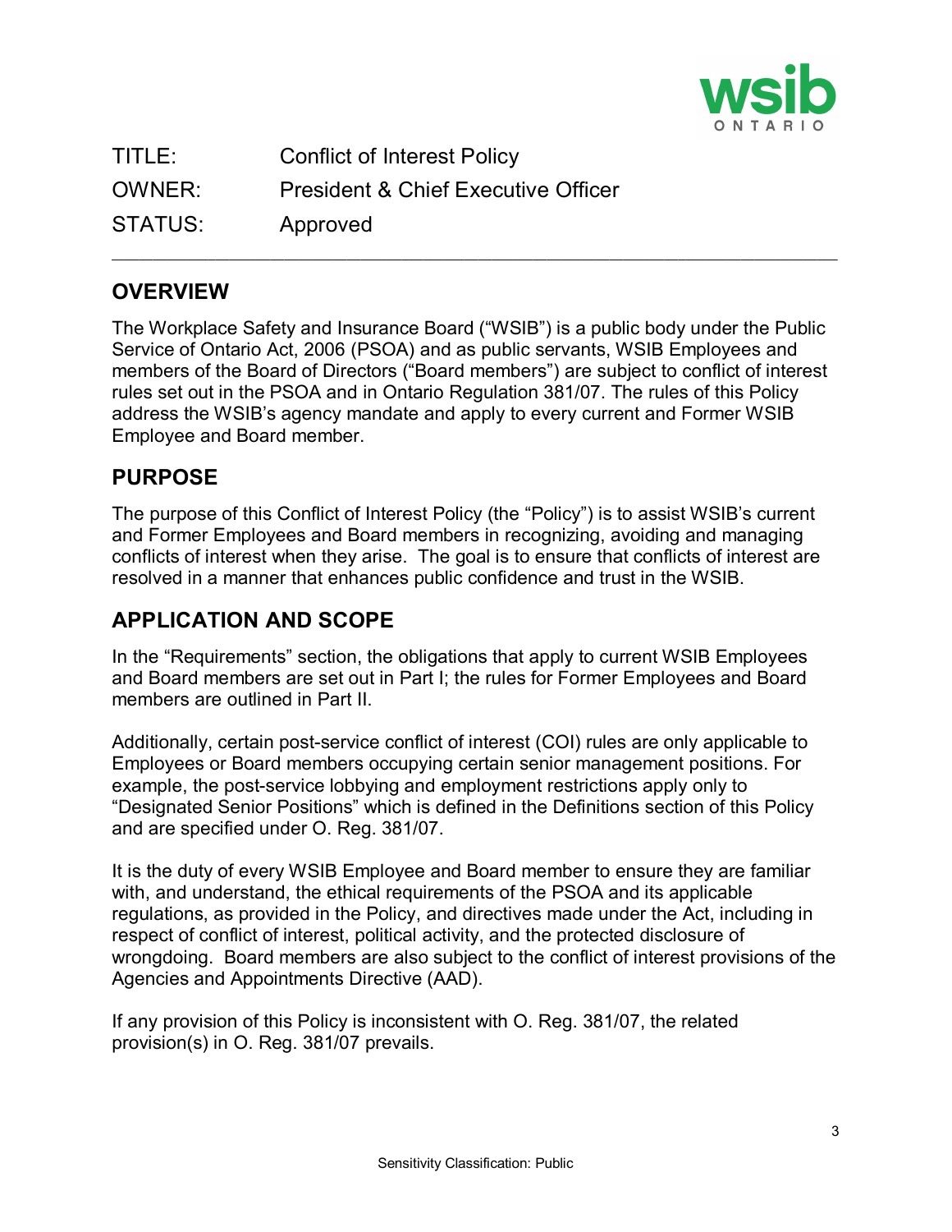| TITLE: | Conflict of Interest Policy |
| --- | --- |
| OWNER: | President & Chief Executive Officer |
| STATUS: | Approved |

## OVERVIEW

The Workplace Safety and Insurance Board ("WSIB") is a public body under the Public Service of Ontario Act, 2006 (PSOA) and as public servants, WSIB Employees and members of the Board of Directors ("Board members") are subject to conflict of interest rules set out in the PSOA and in Ontario Regulation 381/07. The rules of this Policy address the WSIB's agency mandate and apply to every current and Former WSIB Employee and Board member.

## PURPOSE

The purpose of this Conflict of Interest Policy (the "Policy") is to assist WSIB's current and Former Employees and Board members in recognizing, avoiding and managing conflicts of interest when they arise. The goal is to ensure that conflicts of interest are resolved in a manner that enhances public confidence and trust in the WSIB.

## APPLICATION AND SCOPE

In the "Requirements" section, the obligations that apply to current WSIB Employees and Board members are set out in Part I; the rules for Former Employees and Board members are outlined in Part II.

Additionally, certain post-service conflict of interest (COI) rules are only applicable to Employees or Board members occupying certain senior management positions. For example, the post-service lobbying and employment restrictions apply only to "Designated Senior Positions" which is defined in the Definitions section of this Policy and are specified under O. Reg. 381/07.

It is the duty of every WSIB Employee and Board member to ensure they are familiar with, and understand, the ethical requirements of the PSOA and its applicable regulations, as provided in the Policy, and directives made under the Act, including in respect of conflict of interest, political activity, and the protected disclosure of wrongdoing. Board members are also subject to the conflict of interest provisions of the Agencies and Appointments Directive (AAD).

If any provision of this Policy is inconsistent with O. Reg. 381/07, the related provision(s) in O. Reg. 381/07 prevails.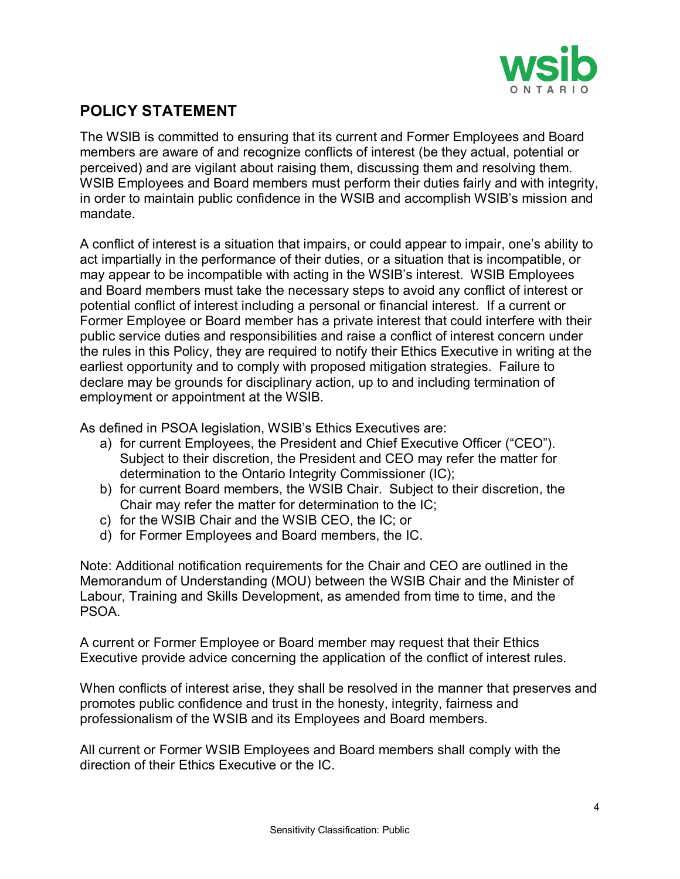## POLICY STATEMENT

The WSIB is committed to ensuring that its current and Former Employees and Board members are aware of and recognize conflicts of interest (be they actual, potential or perceived) and are vigilant about raising them, discussing them and resolving them. WSIB Employees and Board members must perform their duties fairly and with integrity, in order to maintain public confidence in the WSIB and accomplish WSIB's mission and mandate.

A conflict of interest is a situation that impairs, or could appear to impair, one's ability to act impartially in the performance of their duties, or a situation that is incompatible, or may appear to be incompatible with acting in the WSIB's interest. WSIB Employees and Board members must take the necessary steps to avoid any conflict of interest or potential conflict of interest including a personal or financial interest. If a current or Former Employee or Board member has a private interest that could interfere with their public service duties and responsibilities and raise a conflict of interest concern under the rules in this Policy, they are required to notify their Ethics Executive in writing at the earliest opportunity and to comply with proposed mitigation strategies. Failure to declare may be grounds for disciplinary action, up to and including termination of employment or appointment at the WSIB.

As defined in PSOA legislation, WSIB's Ethics Executives are:

a) for current Employees, the President and Chief Executive Officer ("CEO"). Subject to their discretion, the President and CEO may refer the matter for determination to the Ontario Integrity Commissioner (IC);
b) for current Board members, the WSIB Chair. Subject to their discretion, the Chair may refer the matter for determination to the IC;
c) for the WSIB Chair and the WSIB CEO, the IC; or
d) for Former Employees and Board members, the IC.

Note: Additional notification requirements for the Chair and CEO are outlined in the Memorandum of Understanding (MOU) between the WSIB Chair and the Minister of Labour, Training and Skills Development, as amended from time to time, and the PSOA.

A current or Former Employee or Board member may request that their Ethics Executive provide advice concerning the application of the conflict of interest rules.

When conflicts of interest arise, they shall be resolved in the manner that preserves and promotes public confidence and trust in the honesty, integrity, fairness and professionalism of the WSIB and its Employees and Board members.

All current or Former WSIB Employees and Board members shall comply with the direction of their Ethics Executive or the IC.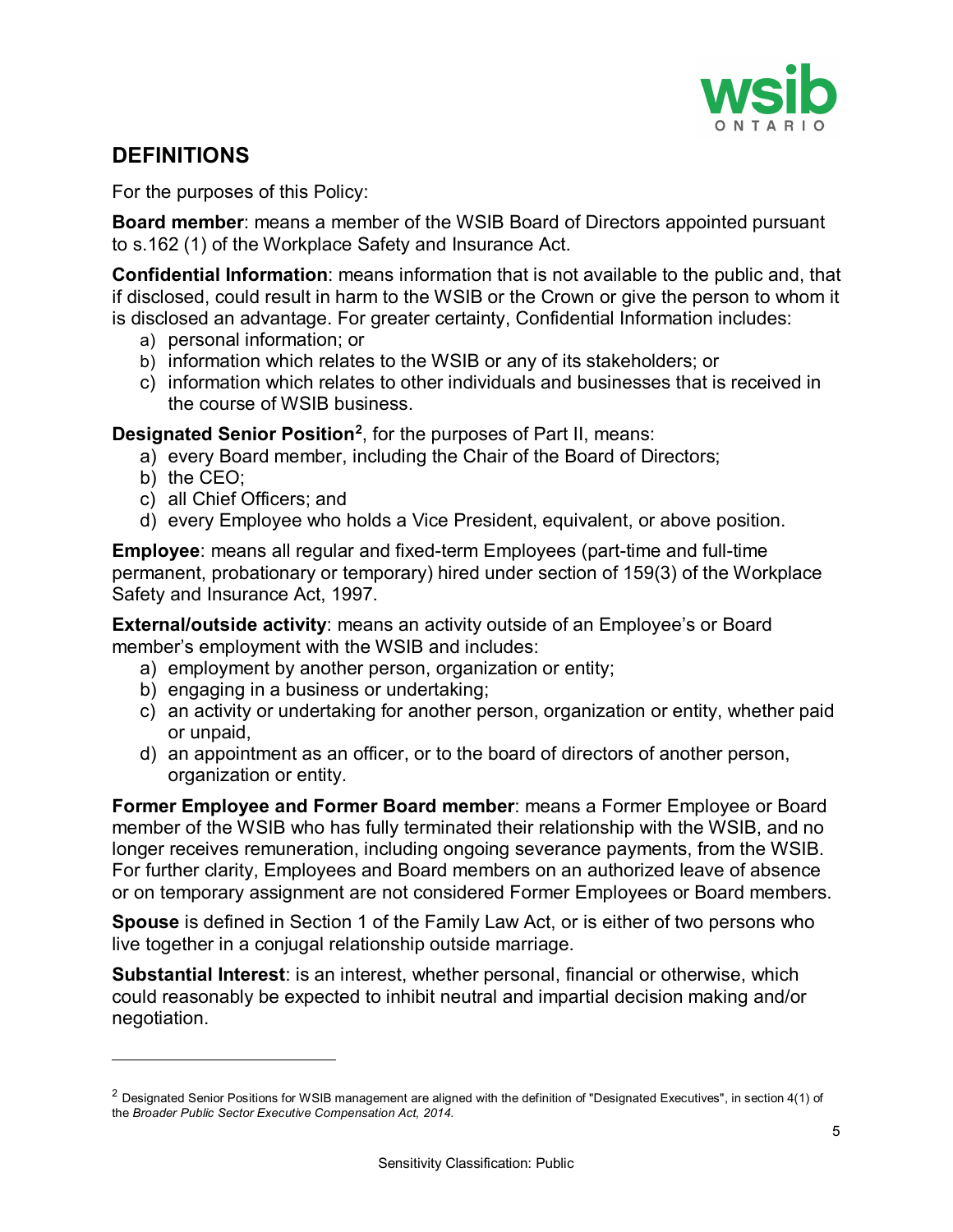## DEFINITIONS

For the purposes of this Policy:

**Board member**: means a member of the WSIB Board of Directors appointed pursuant to s.162 (1) of the Workplace Safety and Insurance Act.

**Confidential Information**: means information that is not available to the public and, that if disclosed, could result in harm to the WSIB or the Crown or give the person to whom it is disclosed an advantage. For greater certainty, Confidential Information includes:

a) personal information; or
b) information which relates to the WSIB or any of its stakeholders; or
c) information which relates to other individuals and businesses that is received in the course of WSIB business.

**Designated Senior Position**[2], for the purposes of Part II, means:

a) every Board member, including the Chair of the Board of Directors;
b) the CEO;
c) all Chief Officers; and
d) every Employee who holds a Vice President, equivalent, or above position.

**Employee**: means all regular and fixed-term Employees (part-time and full-time permanent, probationary or temporary) hired under section of 159(3) of the Workplace Safety and Insurance Act, 1997.

**External/outside activity**: means an activity outside of an Employee's or Board member's employment with the WSIB and includes:

a) employment by another person, organization or entity;
b) engaging in a business or undertaking;
c) an activity or undertaking for another person, organization or entity, whether paid or unpaid,
d) an appointment as an officer, or to the board of directors of another person, organization or entity.

**Former Employee and Former Board member**: means a Former Employee or Board member of the WSIB who has fully terminated their relationship with the WSIB, and no longer receives remuneration, including ongoing severance payments, from the WSIB. For further clarity, Employees and Board members on an authorized leave of absence or on temporary assignment are not considered Former Employees or Board members.

**Spouse** is defined in Section 1 of the Family Law Act, or is either of two persons who live together in a conjugal relationship outside marriage.

**Substantial Interest**: is an interest, whether personal, financial or otherwise, which could reasonably be expected to inhibit neutral and impartial decision making and/or negotiation.

---

[2] Designated Senior Positions for WSIB management are aligned with the definition of "Designated Executives", in section 4(1) of the *Broader Public Sector Executive Compensation Act, 2014.*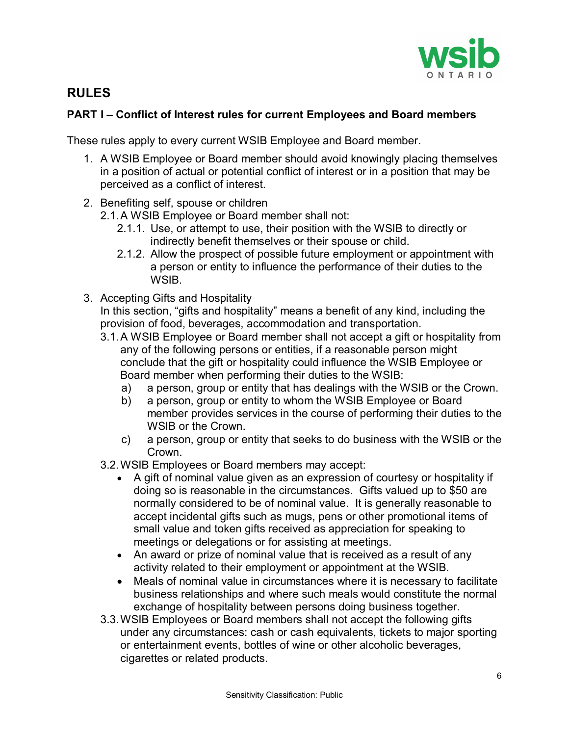## RULES

### PART I – Conflict of Interest rules for current Employees and Board members

These rules apply to every current WSIB Employee and Board member.

1. A WSIB Employee or Board member should avoid knowingly placing themselves in a position of actual or potential conflict of interest or in a position that may be perceived as a conflict of interest.
2. Benefiting self, spouse or children
   - 2.1. A WSIB Employee or Board member shall not:
     - 2.1.1. Use, or attempt to use, their position with the WSIB to directly or indirectly benefit themselves or their spouse or child.
     - 2.1.2. Allow the prospect of possible future employment or appointment with a person or entity to influence the performance of their duties to the WSIB.
3. Accepting Gifts and Hospitality

   In this section, "gifts and hospitality" means a benefit of any kind, including the provision of food, beverages, accommodation and transportation.
   - 3.1. A WSIB Employee or Board member shall not accept a gift or hospitality from any of the following persons or entities, if a reasonable person might conclude that the gift or hospitality could influence the WSIB Employee or Board member when performing their duties to the WSIB:
     - a) a person, group or entity that has dealings with the WSIB or the Crown.
     - b) a person, group or entity to whom the WSIB Employee or Board member provides services in the course of performing their duties to the WSIB or the Crown.
     - c) a person, group or entity that seeks to do business with the WSIB or the Crown.
   - 3.2. WSIB Employees or Board members may accept:
     - A gift of nominal value given as an expression of courtesy or hospitality if doing so is reasonable in the circumstances. Gifts valued up to $50 are normally considered to be of nominal value. It is generally reasonable to accept incidental gifts such as mugs, pens or other promotional items of small value and token gifts received as appreciation for speaking to meetings or delegations or for assisting at meetings.
     - An award or prize of nominal value that is received as a result of any activity related to their employment or appointment at the WSIB.
     - Meals of nominal value in circumstances where it is necessary to facilitate business relationships and where such meals would constitute the normal exchange of hospitality between persons doing business together.
   - 3.3. WSIB Employees or Board members shall not accept the following gifts under any circumstances: cash or cash equivalents, tickets to major sporting or entertainment events, bottles of wine or other alcoholic beverages, cigarettes or related products.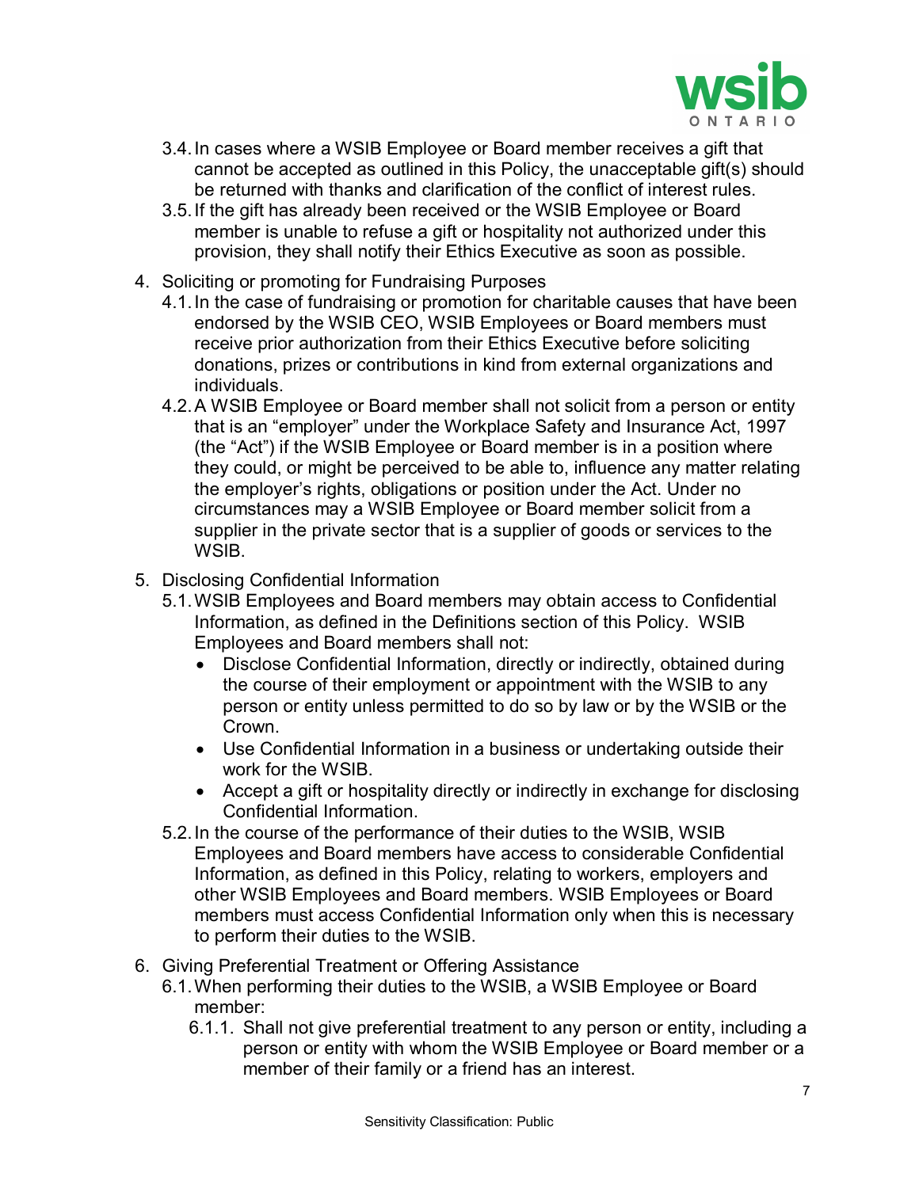3.4. In cases where a WSIB Employee or Board member receives a gift that cannot be accepted as outlined in this Policy, the unacceptable gift(s) should be returned with thanks and clarification of the conflict of interest rules.

3.5. If the gift has already been received or the WSIB Employee or Board member is unable to refuse a gift or hospitality not authorized under this provision, they shall notify their Ethics Executive as soon as possible.

4. Soliciting or promoting for Fundraising Purposes

   4.1. In the case of fundraising or promotion for charitable causes that have been endorsed by the WSIB CEO, WSIB Employees or Board members must receive prior authorization from their Ethics Executive before soliciting donations, prizes or contributions in kind from external organizations and individuals.

   4.2. A WSIB Employee or Board member shall not solicit from a person or entity that is an "employer" under the Workplace Safety and Insurance Act, 1997 (the "Act") if the WSIB Employee or Board member is in a position where they could, or might be perceived to be able to, influence any matter relating the employer's rights, obligations or position under the Act. Under no circumstances may a WSIB Employee or Board member solicit from a supplier in the private sector that is a supplier of goods or services to the WSIB.

5. Disclosing Confidential Information

   5.1. WSIB Employees and Board members may obtain access to Confidential Information, as defined in the Definitions section of this Policy. WSIB Employees and Board members shall not:

   - Disclose Confidential Information, directly or indirectly, obtained during the course of their employment or appointment with the WSIB to any person or entity unless permitted to do so by law or by the WSIB or the Crown.
   - Use Confidential Information in a business or undertaking outside their work for the WSIB.
   - Accept a gift or hospitality directly or indirectly in exchange for disclosing Confidential Information.

   5.2. In the course of the performance of their duties to the WSIB, WSIB Employees and Board members have access to considerable Confidential Information, as defined in this Policy, relating to workers, employers and other WSIB Employees and Board members. WSIB Employees or Board members must access Confidential Information only when this is necessary to perform their duties to the WSIB.

6. Giving Preferential Treatment or Offering Assistance

   6.1. When performing their duties to the WSIB, a WSIB Employee or Board member:

      6.1.1. Shall not give preferential treatment to any person or entity, including a person or entity with whom the WSIB Employee or Board member or a member of their family or a friend has an interest.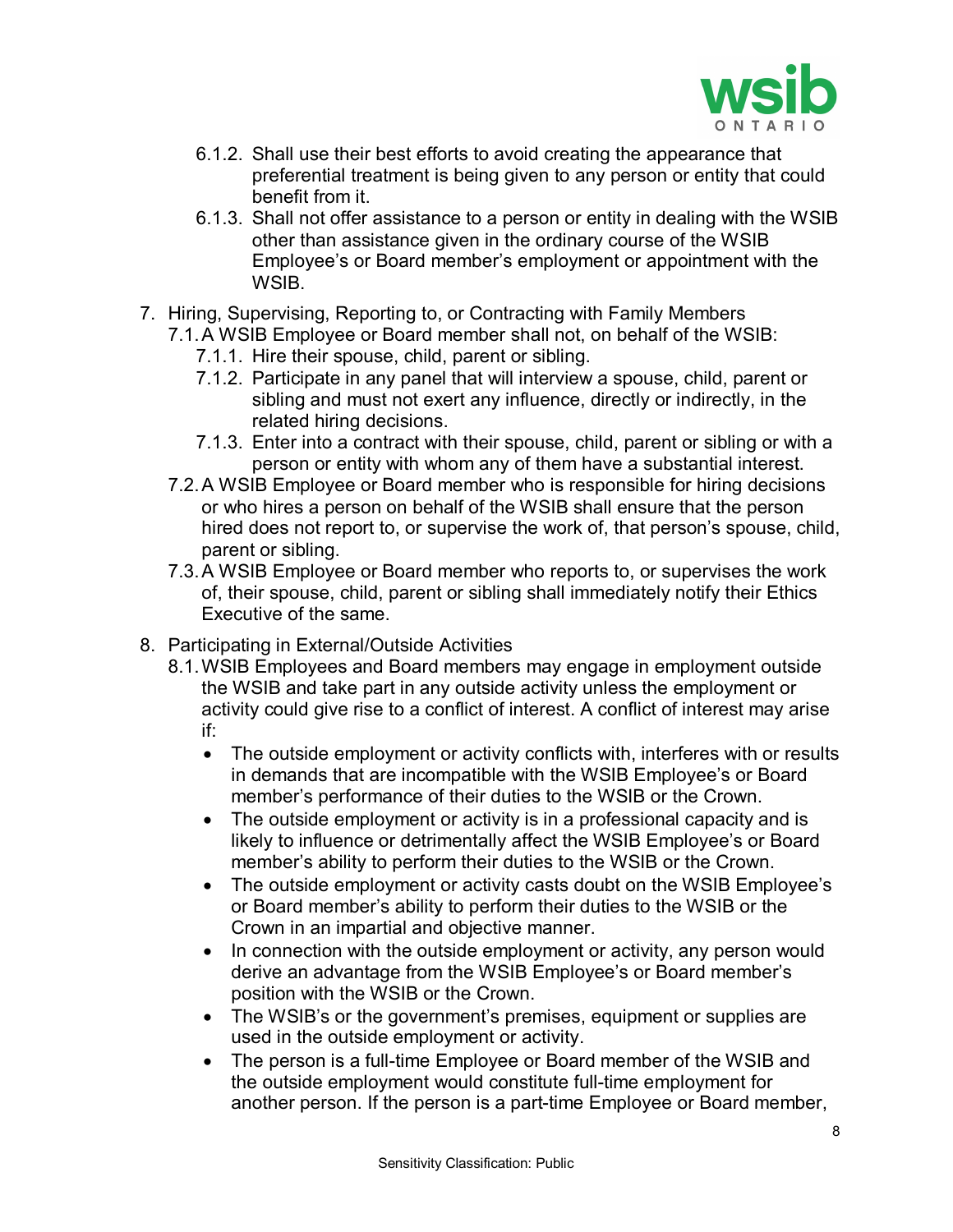6.1.2. Shall use their best efforts to avoid creating the appearance that preferential treatment is being given to any person or entity that could benefit from it.

6.1.3. Shall not offer assistance to a person or entity in dealing with the WSIB other than assistance given in the ordinary course of the WSIB Employee's or Board member's employment or appointment with the WSIB.

7. Hiring, Supervising, Reporting to, or Contracting with Family Members

7.1. A WSIB Employee or Board member shall not, on behalf of the WSIB:

7.1.1. Hire their spouse, child, parent or sibling.

7.1.2. Participate in any panel that will interview a spouse, child, parent or sibling and must not exert any influence, directly or indirectly, in the related hiring decisions.

7.1.3. Enter into a contract with their spouse, child, parent or sibling or with a person or entity with whom any of them have a substantial interest.

7.2. A WSIB Employee or Board member who is responsible for hiring decisions or who hires a person on behalf of the WSIB shall ensure that the person hired does not report to, or supervise the work of, that person's spouse, child, parent or sibling.

7.3. A WSIB Employee or Board member who reports to, or supervises the work of, their spouse, child, parent or sibling shall immediately notify their Ethics Executive of the same.

8. Participating in External/Outside Activities

8.1. WSIB Employees and Board members may engage in employment outside the WSIB and take part in any outside activity unless the employment or activity could give rise to a conflict of interest. A conflict of interest may arise if:

- The outside employment or activity conflicts with, interferes with or results in demands that are incompatible with the WSIB Employee's or Board member's performance of their duties to the WSIB or the Crown.
- The outside employment or activity is in a professional capacity and is likely to influence or detrimentally affect the WSIB Employee's or Board member's ability to perform their duties to the WSIB or the Crown.
- The outside employment or activity casts doubt on the WSIB Employee's or Board member's ability to perform their duties to the WSIB or the Crown in an impartial and objective manner.
- In connection with the outside employment or activity, any person would derive an advantage from the WSIB Employee's or Board member's position with the WSIB or the Crown.
- The WSIB's or the government's premises, equipment or supplies are used in the outside employment or activity.
- The person is a full-time Employee or Board member of the WSIB and the outside employment would constitute full-time employment for another person. If the person is a part-time Employee or Board member,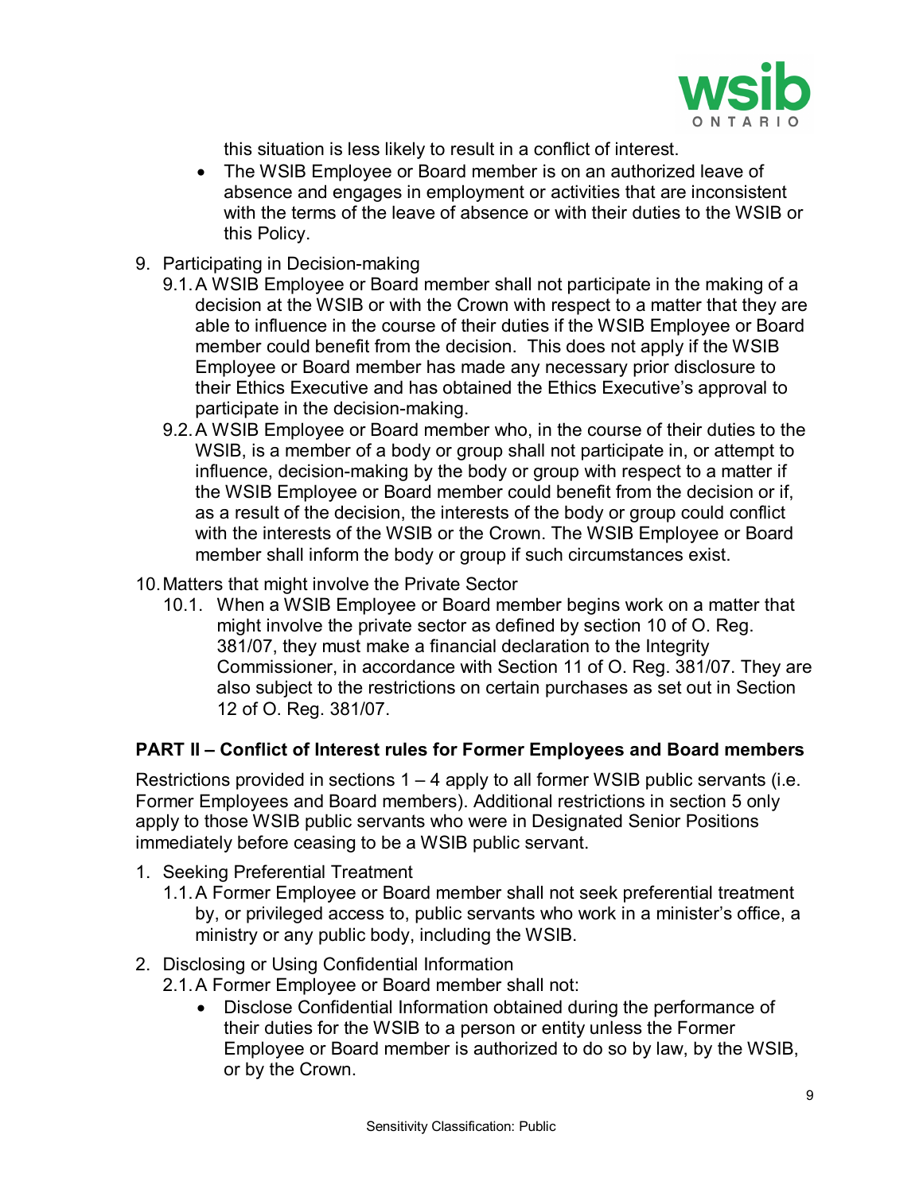this situation is less likely to result in a conflict of interest.

- The WSIB Employee or Board member is on an authorized leave of absence and engages in employment or activities that are inconsistent with the terms of the leave of absence or with their duties to the WSIB or this Policy.

9. Participating in Decision-making
   9.1. A WSIB Employee or Board member shall not participate in the making of a decision at the WSIB or with the Crown with respect to a matter that they are able to influence in the course of their duties if the WSIB Employee or Board member could benefit from the decision. This does not apply if the WSIB Employee or Board member has made any necessary prior disclosure to their Ethics Executive and has obtained the Ethics Executive's approval to participate in the decision-making.
   9.2. A WSIB Employee or Board member who, in the course of their duties to the WSIB, is a member of a body or group shall not participate in, or attempt to influence, decision-making by the body or group with respect to a matter if the WSIB Employee or Board member could benefit from the decision or if, as a result of the decision, the interests of the body or group could conflict with the interests of the WSIB or the Crown. The WSIB Employee or Board member shall inform the body or group if such circumstances exist.
10. Matters that might involve the Private Sector
    10.1. When a WSIB Employee or Board member begins work on a matter that might involve the private sector as defined by section 10 of O. Reg. 381/07, they must make a financial declaration to the Integrity Commissioner, in accordance with Section 11 of O. Reg. 381/07. They are also subject to the restrictions on certain purchases as set out in Section 12 of O. Reg. 381/07.

**PART II – Conflict of Interest rules for Former Employees and Board members**

Restrictions provided in sections 1 – 4 apply to all former WSIB public servants (i.e. Former Employees and Board members). Additional restrictions in section 5 only apply to those WSIB public servants who were in Designated Senior Positions immediately before ceasing to be a WSIB public servant.

1. Seeking Preferential Treatment
   1.1. A Former Employee or Board member shall not seek preferential treatment by, or privileged access to, public servants who work in a minister's office, a ministry or any public body, including the WSIB.
2. Disclosing or Using Confidential Information
   2.1. A Former Employee or Board member shall not:
   - Disclose Confidential Information obtained during the performance of their duties for the WSIB to a person or entity unless the Former Employee or Board member is authorized to do so by law, by the WSIB, or by the Crown.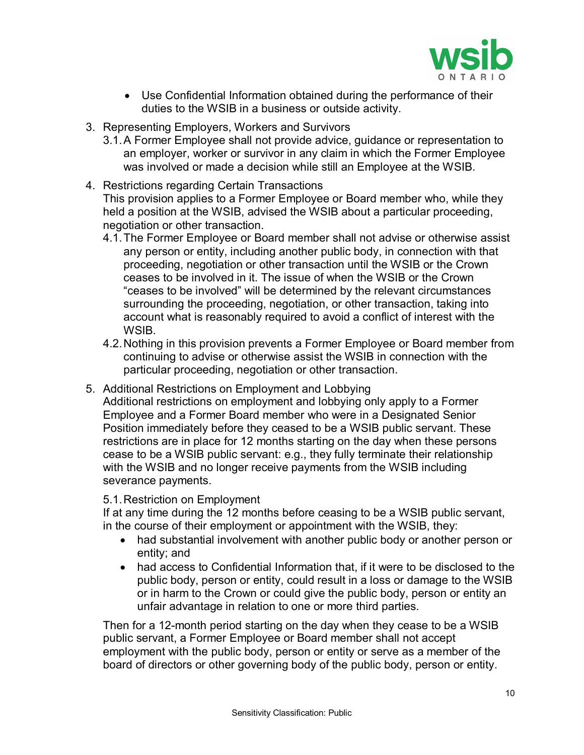- Use Confidential Information obtained during the performance of their duties to the WSIB in a business or outside activity.

3. Representing Employers, Workers and Survivors
   3.1. A Former Employee shall not provide advice, guidance or representation to an employer, worker or survivor in any claim in which the Former Employee was involved or made a decision while still an Employee at the WSIB.

4. Restrictions regarding Certain Transactions
   This provision applies to a Former Employee or Board member who, while they held a position at the WSIB, advised the WSIB about a particular proceeding, negotiation or other transaction.
   4.1. The Former Employee or Board member shall not advise or otherwise assist any person or entity, including another public body, in connection with that proceeding, negotiation or other transaction until the WSIB or the Crown ceases to be involved in it. The issue of when the WSIB or the Crown "ceases to be involved" will be determined by the relevant circumstances surrounding the proceeding, negotiation, or other transaction, taking into account what is reasonably required to avoid a conflict of interest with the WSIB.
   4.2. Nothing in this provision prevents a Former Employee or Board member from continuing to advise or otherwise assist the WSIB in connection with the particular proceeding, negotiation or other transaction.

5. Additional Restrictions on Employment and Lobbying
   Additional restrictions on employment and lobbying only apply to a Former Employee and a Former Board member who were in a Designated Senior Position immediately before they ceased to be a WSIB public servant. These restrictions are in place for 12 months starting on the day when these persons cease to be a WSIB public servant: e.g., they fully terminate their relationship with the WSIB and no longer receive payments from the WSIB including severance payments.

   5.1. Restriction on Employment
   If at any time during the 12 months before ceasing to be a WSIB public servant, in the course of their employment or appointment with the WSIB, they:
   - had substantial involvement with another public body or another person or entity; and
   - had access to Confidential Information that, if it were to be disclosed to the public body, person or entity, could result in a loss or damage to the WSIB or in harm to the Crown or could give the public body, person or entity an unfair advantage in relation to one or more third parties.

   Then for a 12-month period starting on the day when they cease to be a WSIB public servant, a Former Employee or Board member shall not accept employment with the public body, person or entity or serve as a member of the board of directors or other governing body of the public body, person or entity.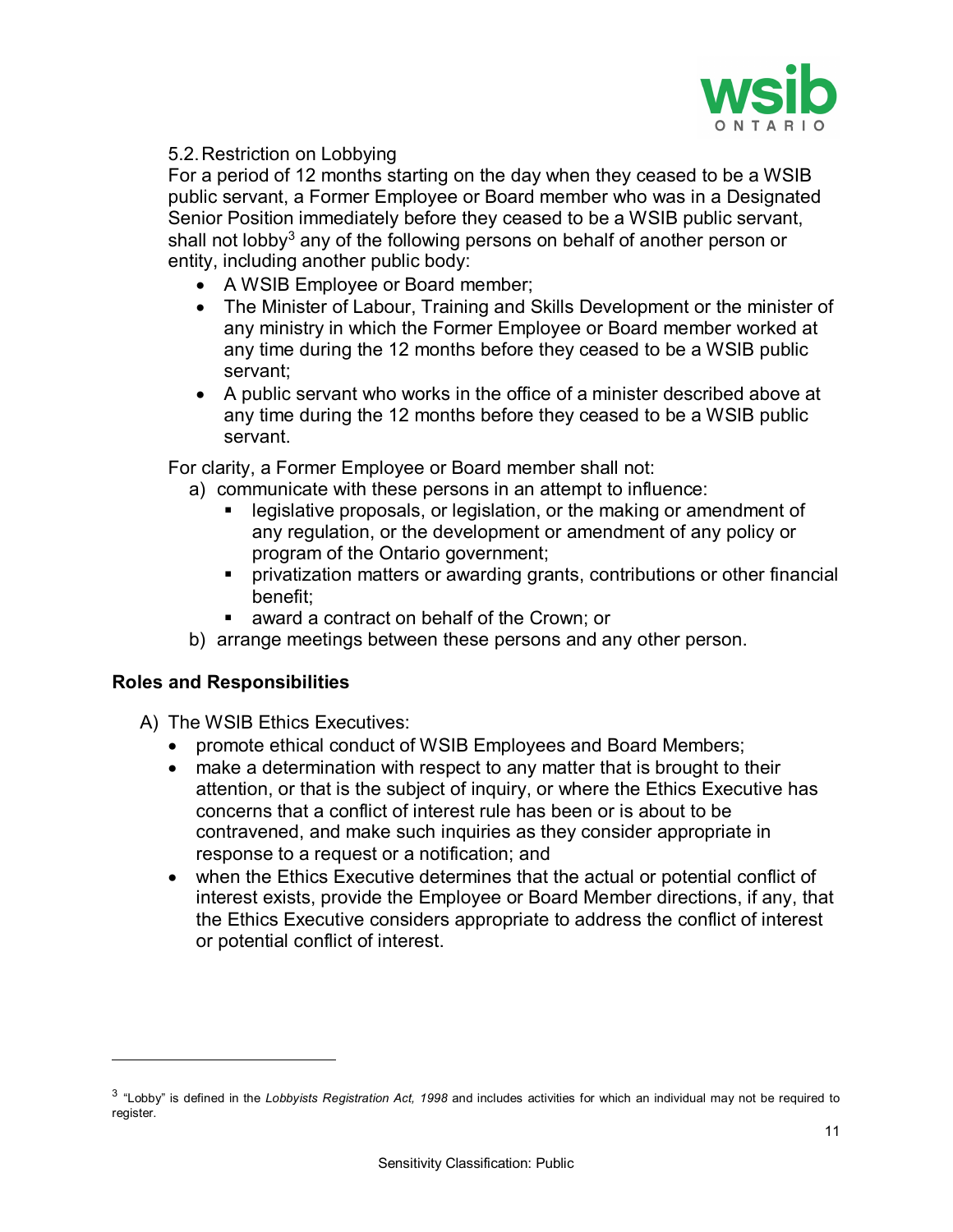### 5.2. Restriction on Lobbying

For a period of 12 months starting on the day when they ceased to be a WSIB public servant, a Former Employee or Board member who was in a Designated Senior Position immediately before they ceased to be a WSIB public servant, shall not lobby[3] any of the following persons on behalf of another person or entity, including another public body:

- A WSIB Employee or Board member;
- The Minister of Labour, Training and Skills Development or the minister of any ministry in which the Former Employee or Board member worked at any time during the 12 months before they ceased to be a WSIB public servant;
- A public servant who works in the office of a minister described above at any time during the 12 months before they ceased to be a WSIB public servant.

For clarity, a Former Employee or Board member shall not:

a) communicate with these persons in an attempt to influence:
   - legislative proposals, or legislation, or the making or amendment of any regulation, or the development or amendment of any policy or program of the Ontario government;
   - privatization matters or awarding grants, contributions or other financial benefit;
   - award a contract on behalf of the Crown; or

b) arrange meetings between these persons and any other person.

## Roles and Responsibilities

A) The WSIB Ethics Executives:
   - promote ethical conduct of WSIB Employees and Board Members;
   - make a determination with respect to any matter that is brought to their attention, or that is the subject of inquiry, or where the Ethics Executive has concerns that a conflict of interest rule has been or is about to be contravened, and make such inquiries as they consider appropriate in response to a request or a notification; and
   - when the Ethics Executive determines that the actual or potential conflict of interest exists, provide the Employee or Board Member directions, if any, that the Ethics Executive considers appropriate to address the conflict of interest or potential conflict of interest.

---

[3] "Lobby" is defined in the *Lobbyists Registration Act, 1998* and includes activities for which an individual may not be required to register.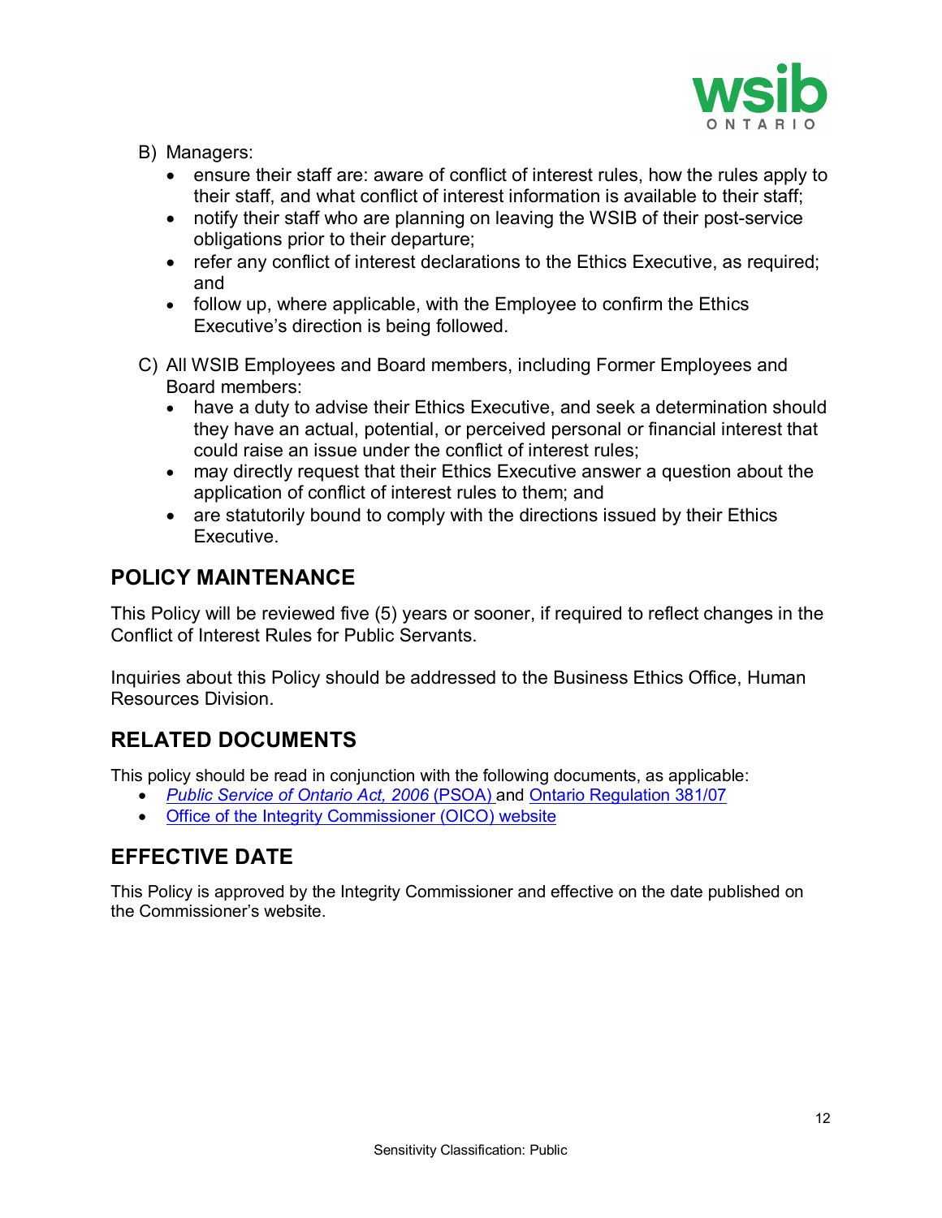B) Managers:
- ensure their staff are: aware of conflict of interest rules, how the rules apply to their staff, and what conflict of interest information is available to their staff;
- notify their staff who are planning on leaving the WSIB of their post-service obligations prior to their departure;
- refer any conflict of interest declarations to the Ethics Executive, as required; and
- follow up, where applicable, with the Employee to confirm the Ethics Executive's direction is being followed.

C) All WSIB Employees and Board members, including Former Employees and Board members:
- have a duty to advise their Ethics Executive, and seek a determination should they have an actual, potential, or perceived personal or financial interest that could raise an issue under the conflict of interest rules;
- may directly request that their Ethics Executive answer a question about the application of conflict of interest rules to them; and
- are statutorily bound to comply with the directions issued by their Ethics Executive.

## POLICY MAINTENANCE

This Policy will be reviewed five (5) years or sooner, if required to reflect changes in the Conflict of Interest Rules for Public Servants.

Inquiries about this Policy should be addressed to the Business Ethics Office, Human Resources Division.

## RELATED DOCUMENTS

This policy should be read in conjunction with the following documents, as applicable:
- *Public Service of Ontario Act, 2006* (PSOA) and Ontario Regulation 381/07
- Office of the Integrity Commissioner (OICO) website

## EFFECTIVE DATE

This Policy is approved by the Integrity Commissioner and effective on the date published on the Commissioner's website.